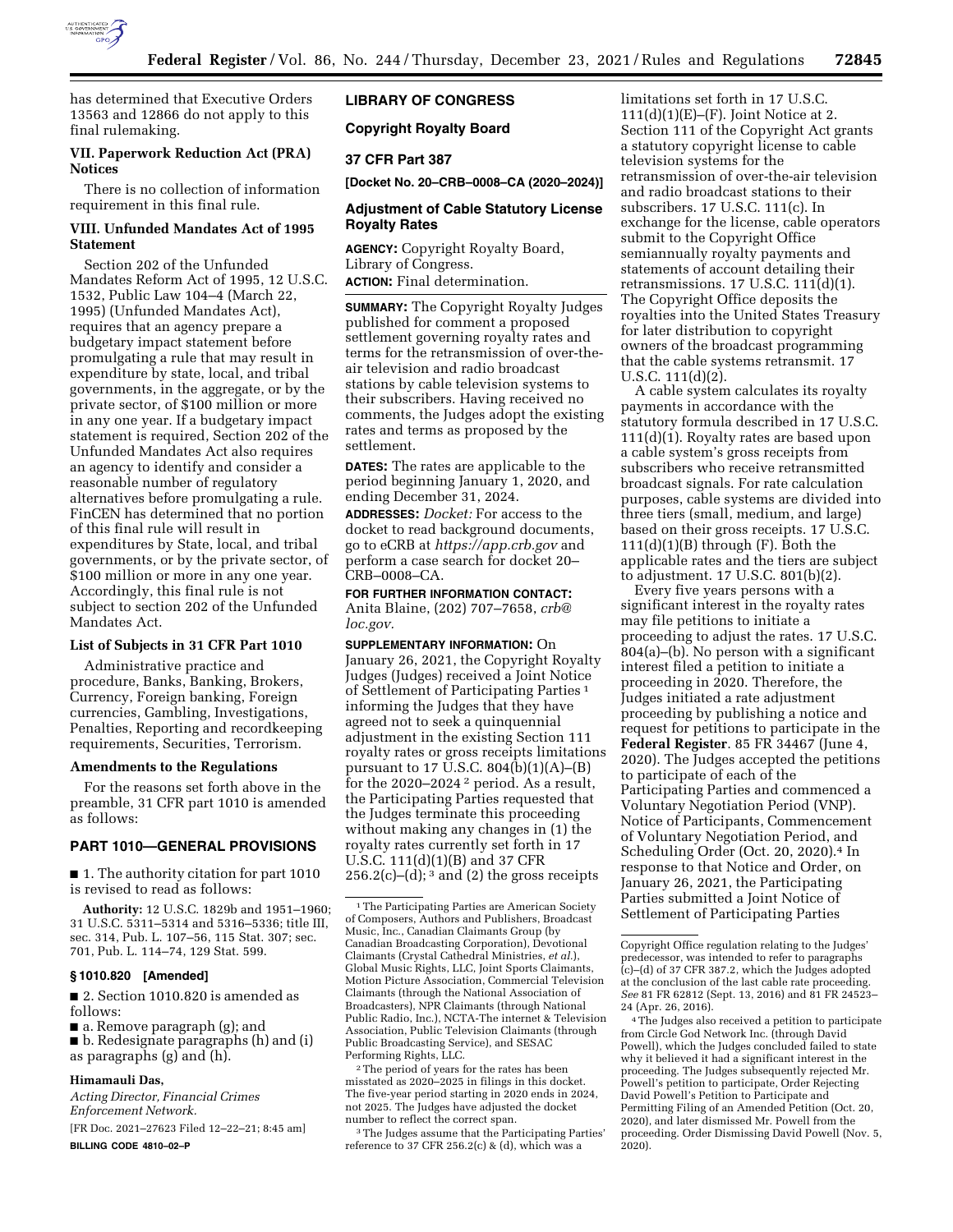has determined that Executive Orders 13563 and 12866 do not apply to this final rulemaking.

### VII. Paperwork Reduction Act (PRA) Notices

There is no collection of information requirement in this final rule.

### VIII. Unfunded Mandates Act of 1995 Statement

Section 202 of the Unfunded Mandates Reform Act of 1995, 12 U.S.C. 1532, Public Law 104–4 (March 22, 1995) (Unfunded Mandates Act), requires that an agency prepare a budgetary impact statement before promulgating a rule that may result in expenditure by state, local, and tribal governments, in the aggregate, or by the private sector, of $100 million or more in any one year. If a budgetary impact statement is required, Section 202 of the Unfunded Mandates Act also requires an agency to identify and consider a reasonable number of regulatory alternatives before promulgating a rule. FinCEN has determined that no portion of this final rule will result in expenditures by State, local, and tribal governments, or by the private sector, of $100 million or more in any one year. Accordingly, this final rule is not subject to section 202 of the Unfunded Mandates Act.

### List of Subjects in 31 CFR Part 1010

Administrative practice and procedure, Banks, Banking, Brokers, Currency, Foreign banking, Foreign currencies, Gambling, Investigations, Penalties, Reporting and recordkeeping requirements, Securities, Terrorism.

### Amendments to the Regulations

For the reasons set forth above in the preamble, 31 CFR part 1010 is amended as follows:

## PART 1010—GENERAL PROVISIONS

■ 1. The authority citation for part 1010 is revised to read as follows:

**Authority:** 12 U.S.C. 1829b and 1951–1960; 31 U.S.C. 5311–5314 and 5316–5336; title III, sec. 314, Pub. L. 107–56, 115 Stat. 307; sec. 701, Pub. L. 114–74, 129 Stat. 599.

### § 1010.820 [Amended]

■ 2. Section 1010.820 is amended as follows:

■ a. Remove paragraph (g); and

■ b. Redesignate paragraphs (h) and (i) as paragraphs (g) and (h).

**Himamauli Das,**

*Acting Director, Financial Crimes Enforcement Network.*

[FR Doc. 2021–27623 Filed 12–22–21; 8:45 am]

**BILLING CODE 4810–02–P**

## LIBRARY OF CONGRESS

## Copyright Royalty Board

## 37 CFR Part 387

**[Docket No. 20–CRB–0008–CA (2020–2024)]**

## Adjustment of Cable Statutory License Royalty Rates

**AGENCY:** Copyright Royalty Board, Library of Congress.

**ACTION:** Final determination.

**SUMMARY:** The Copyright Royalty Judges published for comment a proposed settlement governing royalty rates and terms for the retransmission of over-the-air television and radio broadcast stations by cable television systems to their subscribers. Having received no comments, the Judges adopt the existing rates and terms as proposed by the settlement.

**DATES:** The rates are applicable to the period beginning January 1, 2020, and ending December 31, 2024.

**ADDRESSES:** *Docket:* For access to the docket to read background documents, go to eCRB at *https://app.crb.gov* and perform a case search for docket 20–CRB–0008–CA.

**FOR FURTHER INFORMATION CONTACT:** Anita Blaine, (202) 707–7658, *crb@loc.gov.*

**SUPPLEMENTARY INFORMATION:** On January 26, 2021, the Copyright Royalty Judges (Judges) received a Joint Notice of Settlement of Participating Parties [1] informing the Judges that they have agreed not to seek a quinquennial adjustment in the existing Section 111 royalty rates or gross receipts limitations pursuant to 17 U.S.C. 804(b)(1)(A)–(B) for the 2020–2024 [2] period. As a result, the Participating Parties requested that the Judges terminate this proceeding without making any changes in (1) the royalty rates currently set forth in 17 U.S.C. 111(d)(1)(B) and 37 CFR 256.2(c)–(d); [3] and (2) the gross receipts limitations set forth in 17 U.S.C. 111(d)(1)(E)–(F). Joint Notice at 2. Section 111 of the Copyright Act grants a statutory copyright license to cable television systems for the retransmission of over-the-air television and radio broadcast stations to their subscribers. 17 U.S.C. 111(c). In exchange for the license, cable operators submit to the Copyright Office semiannually royalty payments and statements of account detailing their retransmissions. 17 U.S.C. 111(d)(1). The Copyright Office deposits the royalties into the United States Treasury for later distribution to copyright owners of the broadcast programming that the cable systems retransmit. 17 U.S.C. 111(d)(2).

A cable system calculates its royalty payments in accordance with the statutory formula described in 17 U.S.C. 111(d)(1). Royalty rates are based upon a cable system's gross receipts from subscribers who receive retransmitted broadcast signals. For rate calculation purposes, cable systems are divided into three tiers (small, medium, and large) based on their gross receipts. 17 U.S.C. 111(d)(1)(B) through (F). Both the applicable rates and the tiers are subject to adjustment. 17 U.S.C. 801(b)(2).

Every five years persons with a significant interest in the royalty rates may file petitions to initiate a proceeding to adjust the rates. 17 U.S.C. 804(a)–(b). No person with a significant interest filed a petition to initiate a proceeding in 2020. Therefore, the Judges initiated a rate adjustment proceeding by publishing a notice and request for petitions to participate in the **Federal Register**. 85 FR 34467 (June 4, 2020). The Judges accepted the petitions to participate of each of the Participating Parties and commenced a Voluntary Negotiation Period (VNP). Notice of Participants, Commencement of Voluntary Negotiation Period, and Scheduling Order (Oct. 20, 2020).[4] In response to that Notice and Order, on January 26, 2021, the Participating Parties submitted a Joint Notice of Settlement of Participating Parties

---

[1] The Participating Parties are American Society of Composers, Authors and Publishers, Broadcast Music, Inc., Canadian Claimants Group (by Canadian Broadcasting Corporation), Devotional Claimants (Crystal Cathedral Ministries, *et al.*), Global Music Rights, LLC, Joint Sports Claimants, Motion Picture Association, Commercial Television Claimants (through the National Association of Broadcasters), NPR Claimants (through National Public Radio, Inc.), NCTA-The internet & Television Association, Public Television Claimants (through Public Broadcasting Service), and SESAC Performing Rights, LLC.

[2] The period of years for the rates has been misstated as 2020–2025 in filings in this docket. The five-year period starting in 2020 ends in 2024, not 2025. The Judges have adjusted the docket number to reflect the correct span.

[3] The Judges assume that the Participating Parties' reference to 37 CFR 256.2(c) & (d), which was a Copyright Office regulation relating to the Judges' predecessor, was intended to refer to paragraphs (c)–(d) of 37 CFR 387.2, which the Judges adopted at the conclusion of the last cable rate proceeding. *See* 81 FR 62812 (Sept. 13, 2016) and 81 FR 24523–24 (Apr. 26, 2016).

[4] The Judges also received a petition to participate from Circle God Network Inc. (through David Powell), which the Judges concluded failed to state why it believed it had a significant interest in the proceeding. The Judges subsequently rejected Mr. Powell's petition to participate, Order Rejecting David Powell's Petition to Participate and Permitting Filing of an Amended Petition (Oct. 20, 2020), and later dismissed Mr. Powell from the proceeding. Order Dismissing David Powell (Nov. 5, 2020).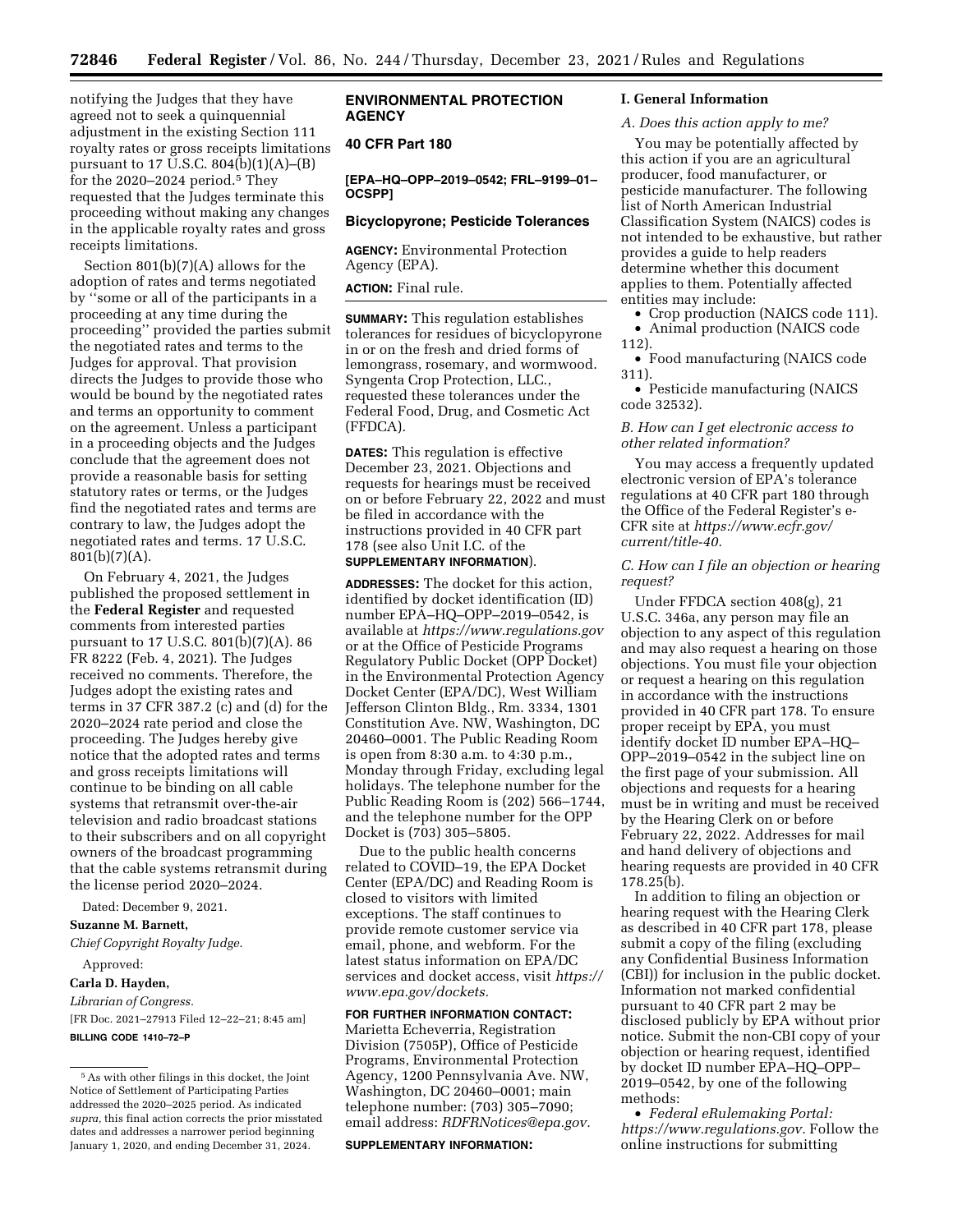notifying the Judges that they have agreed not to seek a quinquennial adjustment in the existing Section 111 royalty rates or gross receipts limitations pursuant to 17 U.S.C. 804(b)(1)(A)–(B) for the 2020–2024 period.[5] They requested that the Judges terminate this proceeding without making any changes in the applicable royalty rates and gross receipts limitations.

Section 801(b)(7)(A) allows for the adoption of rates and terms negotiated by ''some or all of the participants in a proceeding at any time during the proceeding'' provided the parties submit the negotiated rates and terms to the Judges for approval. That provision directs the Judges to provide those who would be bound by the negotiated rates and terms an opportunity to comment on the agreement. Unless a participant in a proceeding objects and the Judges conclude that the agreement does not provide a reasonable basis for setting statutory rates or terms, or the Judges find the negotiated rates and terms are contrary to law, the Judges adopt the negotiated rates and terms. 17 U.S.C. 801(b)(7)(A).

On February 4, 2021, the Judges published the proposed settlement in the **Federal Register** and requested comments from interested parties pursuant to 17 U.S.C. 801(b)(7)(A). 86 FR 8222 (Feb. 4, 2021). The Judges received no comments. Therefore, the Judges adopt the existing rates and terms in 37 CFR 387.2 (c) and (d) for the 2020–2024 rate period and close the proceeding. The Judges hereby give notice that the adopted rates and terms and gross receipts limitations will continue to be binding on all cable systems that retransmit over-the-air television and radio broadcast stations to their subscribers and on all copyright owners of the broadcast programming that the cable systems retransmit during the license period 2020–2024.

Dated: December 9, 2021.

**Suzanne M. Barnett,**

*Chief Copyright Royalty Judge.*

Approved:

**Carla D. Hayden,**

*Librarian of Congress.*

[FR Doc. 2021–27913 Filed 12–22–21; 8:45 am]

**BILLING CODE 1410–72–P**

[5] As with other filings in this docket, the Joint Notice of Settlement of Participating Parties addressed the 2020–2025 period. As indicated *supra,* this final action corrects the prior misstated dates and addresses a narrower period beginning January 1, 2020, and ending December 31, 2024.

## ENVIRONMENTAL PROTECTION AGENCY

## 40 CFR Part 180

**[EPA–HQ–OPP–2019–0542; FRL–9199–01–OCSPP]**

## Bicyclopyrone; Pesticide Tolerances

**AGENCY:** Environmental Protection Agency (EPA).

**ACTION:** Final rule.

**SUMMARY:** This regulation establishes tolerances for residues of bicyclopyrone in or on the fresh and dried forms of lemongrass, rosemary, and wormwood. Syngenta Crop Protection, LLC., requested these tolerances under the Federal Food, Drug, and Cosmetic Act (FFDCA).

**DATES:** This regulation is effective December 23, 2021. Objections and requests for hearings must be received on or before February 22, 2022 and must be filed in accordance with the instructions provided in 40 CFR part 178 (see also Unit I.C. of the **SUPPLEMENTARY INFORMATION**).

**ADDRESSES:** The docket for this action, identified by docket identification (ID) number EPA–HQ–OPP–2019–0542, is available at *https://www.regulations.gov* or at the Office of Pesticide Programs Regulatory Public Docket (OPP Docket) in the Environmental Protection Agency Docket Center (EPA/DC), West William Jefferson Clinton Bldg., Rm. 3334, 1301 Constitution Ave. NW, Washington, DC 20460–0001. The Public Reading Room is open from 8:30 a.m. to 4:30 p.m., Monday through Friday, excluding legal holidays. The telephone number for the Public Reading Room is (202) 566–1744, and the telephone number for the OPP Docket is (703) 305–5805.

Due to the public health concerns related to COVID–19, the EPA Docket Center (EPA/DC) and Reading Room is closed to visitors with limited exceptions. The staff continues to provide remote customer service via email, phone, and webform. For the latest status information on EPA/DC services and docket access, visit *https://www.epa.gov/dockets*.

**FOR FURTHER INFORMATION CONTACT:** Marietta Echeverria, Registration Division (7505P), Office of Pesticide Programs, Environmental Protection Agency, 1200 Pennsylvania Ave. NW, Washington, DC 20460–0001; main telephone number: (703) 305–7090; email address: *RDFRNotices@epa.gov.*

**SUPPLEMENTARY INFORMATION:**

### I. General Information

*A. Does this action apply to me?*

You may be potentially affected by this action if you are an agricultural producer, food manufacturer, or pesticide manufacturer. The following list of North American Industrial Classification System (NAICS) codes is not intended to be exhaustive, but rather provides a guide to help readers determine whether this document applies to them. Potentially affected entities may include:

- Crop production (NAICS code 111).
- Animal production (NAICS code 112).
- Food manufacturing (NAICS code 311).
- Pesticide manufacturing (NAICS code 32532).

*B. How can I get electronic access to other related information?*

You may access a frequently updated electronic version of EPA's tolerance regulations at 40 CFR part 180 through the Office of the Federal Register's e-CFR site at *https://www.ecfr.gov/current/title-40.*

*C. How can I file an objection or hearing request?*

Under FFDCA section 408(g), 21 U.S.C. 346a, any person may file an objection to any aspect of this regulation and may also request a hearing on those objections. You must file your objection or request a hearing on this regulation in accordance with the instructions provided in 40 CFR part 178. To ensure proper receipt by EPA, you must identify docket ID number EPA–HQ–OPP–2019–0542 in the subject line on the first page of your submission. All objections and requests for a hearing must be in writing and must be received by the Hearing Clerk on or before February 22, 2022. Addresses for mail and hand delivery of objections and hearing requests are provided in 40 CFR 178.25(b).

In addition to filing an objection or hearing request with the Hearing Clerk as described in 40 CFR part 178, please submit a copy of the filing (excluding any Confidential Business Information (CBI)) for inclusion in the public docket. Information not marked confidential pursuant to 40 CFR part 2 may be disclosed publicly by EPA without prior notice. Submit the non-CBI copy of your objection or hearing request, identified by docket ID number EPA–HQ–OPP–2019–0542, by one of the following methods:

- *Federal eRulemaking Portal: https://www.regulations.gov*. Follow the online instructions for submitting